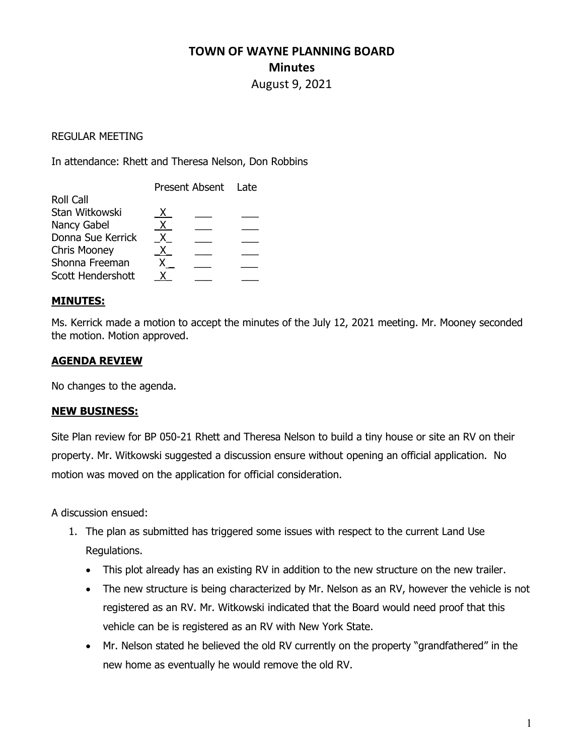# TOWN OF WAYNE PLANNING BOARD

## Minutes

August 9, 2021

REGULAR MEETING

In attendance: Rhett and Theresa Nelson, Don Robbins

| | Present | Absent | Late |
|---|---|---|---|
| Roll Call | | | |
| Stan Witkowski | X | | |
| Nancy Gabel | X | | |
| Donna Sue Kerrick | X | | |
| Chris Mooney | X | | |
| Shonna Freeman | X | | |
| Scott Hendershott | X | | |

### MINUTES:

Ms. Kerrick made a motion to accept the minutes of the July 12, 2021 meeting. Mr. Mooney seconded the motion. Motion approved.

### AGENDA REVIEW

No changes to the agenda.

### NEW BUSINESS:

Site Plan review for BP 050-21 Rhett and Theresa Nelson to build a tiny house or site an RV on their property. Mr. Witkowski suggested a discussion ensure without opening an official application. No motion was moved on the application for official consideration.

A discussion ensued:

1. The plan as submitted has triggered some issues with respect to the current Land Use Regulations.
   - This plot already has an existing RV in addition to the new structure on the new trailer.
   - The new structure is being characterized by Mr. Nelson as an RV, however the vehicle is not registered as an RV. Mr. Witkowski indicated that the Board would need proof that this vehicle can be is registered as an RV with New York State.
   - Mr. Nelson stated he believed the old RV currently on the property "grandfathered" in the new home as eventually he would remove the old RV.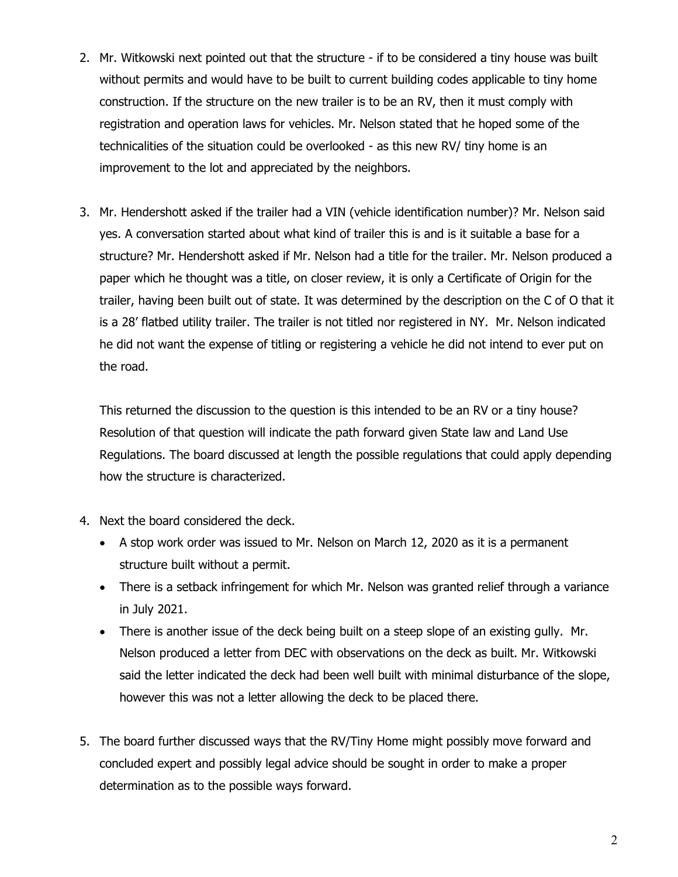2. Mr. Witkowski next pointed out that the structure - if to be considered a tiny house was built without permits and would have to be built to current building codes applicable to tiny home construction. If the structure on the new trailer is to be an RV, then it must comply with registration and operation laws for vehicles. Mr. Nelson stated that he hoped some of the technicalities of the situation could be overlooked - as this new RV/ tiny home is an improvement to the lot and appreciated by the neighbors.

3. Mr. Hendershott asked if the trailer had a VIN (vehicle identification number)? Mr. Nelson said yes. A conversation started about what kind of trailer this is and is it suitable a base for a structure? Mr. Hendershott asked if Mr. Nelson had a title for the trailer. Mr. Nelson produced a paper which he thought was a title, on closer review, it is only a Certificate of Origin for the trailer, having been built out of state. It was determined by the description on the C of O that it is a 28' flatbed utility trailer. The trailer is not titled nor registered in NY. Mr. Nelson indicated he did not want the expense of titling or registering a vehicle he did not intend to ever put on the road.

   This returned the discussion to the question is this intended to be an RV or a tiny house? Resolution of that question will indicate the path forward given State law and Land Use Regulations. The board discussed at length the possible regulations that could apply depending how the structure is characterized.

4. Next the board considered the deck.
   - A stop work order was issued to Mr. Nelson on March 12, 2020 as it is a permanent structure built without a permit.
   - There is a setback infringement for which Mr. Nelson was granted relief through a variance in July 2021.
   - There is another issue of the deck being built on a steep slope of an existing gully. Mr. Nelson produced a letter from DEC with observations on the deck as built. Mr. Witkowski said the letter indicated the deck had been well built with minimal disturbance of the slope, however this was not a letter allowing the deck to be placed there.

5. The board further discussed ways that the RV/Tiny Home might possibly move forward and concluded expert and possibly legal advice should be sought in order to make a proper determination as to the possible ways forward.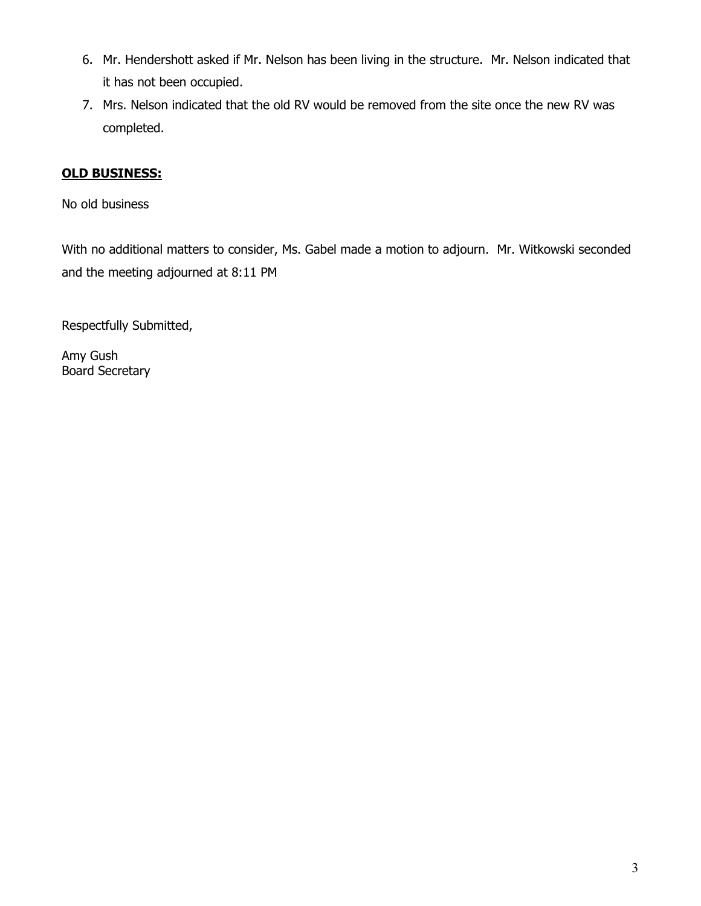6. Mr. Hendershott asked if Mr. Nelson has been living in the structure. Mr. Nelson indicated that it has not been occupied.
7. Mrs. Nelson indicated that the old RV would be removed from the site once the new RV was completed.

**OLD BUSINESS:**

No old business

With no additional matters to consider, Ms. Gabel made a motion to adjourn. Mr. Witkowski seconded and the meeting adjourned at 8:11 PM

Respectfully Submitted,

Amy Gush
Board Secretary